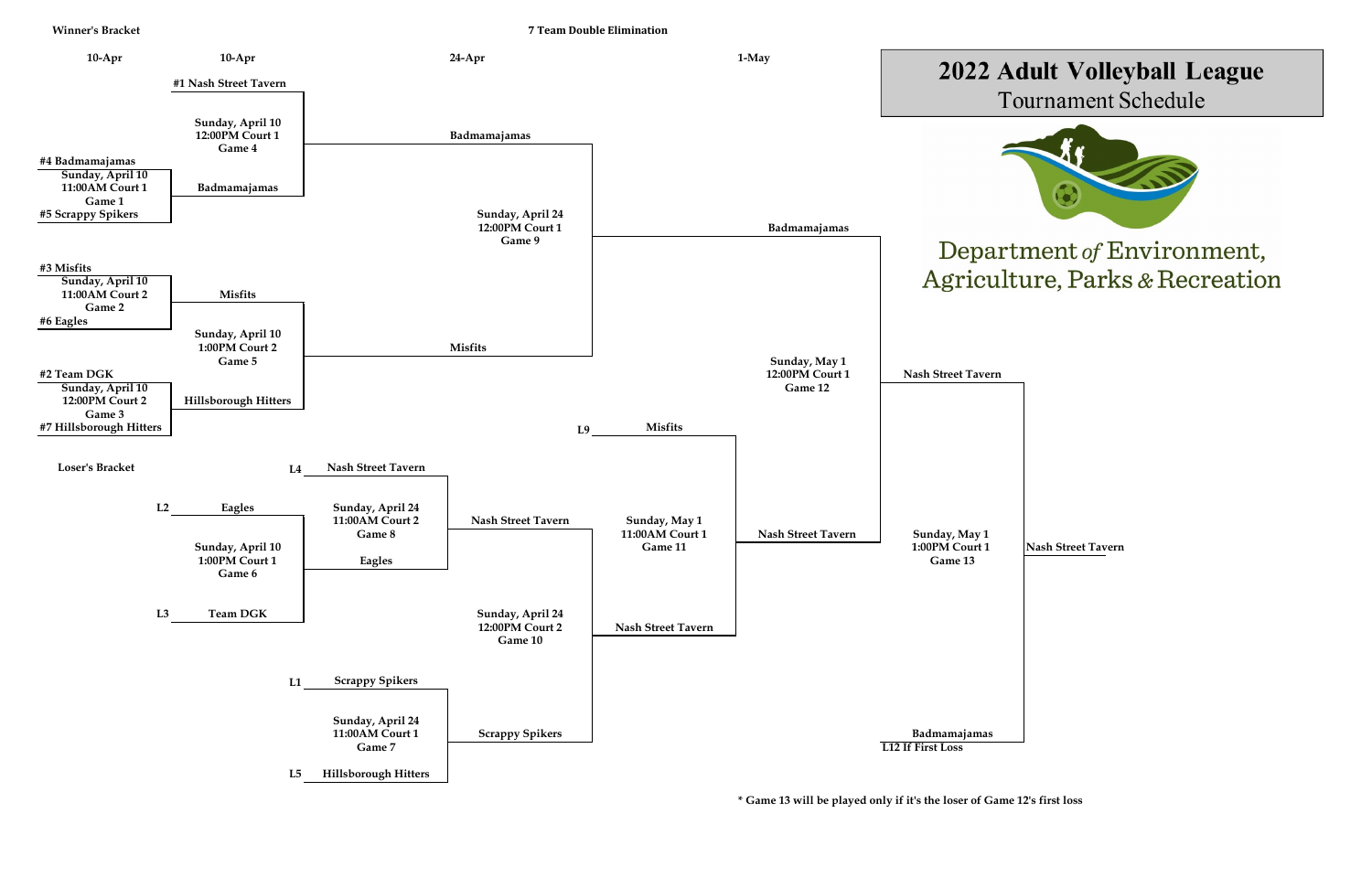# 2022 Adult Volleyball League

## Tournament Schedule

Department *of* Environment, Agriculture, Parks *&* Recreation

**7 Team Double Elimination**

### Winner's Bracket

**10-Apr**

- **#4 Badmamajamas** vs **#5 Scrappy Spikers** — Sunday, April 10, 11:00AM Court 1, Game 1
- **#3 Misfits** vs **#6 Eagles** — Sunday, April 10, 11:00AM Court 2, Game 2
- **#2 Team DGK** vs **#7 Hillsborough Hitters** — Sunday, April 10, 12:00PM Court 2, Game 3

**10-Apr**

- **#1 Nash Street Tavern** vs **Badmamajamas** — Sunday, April 10, 12:00PM Court 1, Game 4
- **Misfits** vs **Hillsborough Hitters** — Sunday, April 10, 1:00PM Court 2, Game 5

**24-Apr**

- **Badmamajamas** vs **Misfits** — Sunday, April 24, 12:00PM Court 1, Game 9

**1-May**

- **Badmamajamas** vs **Nash Street Tavern** — Sunday, May 1, 12:00PM Court 1, Game 12
- **Nash Street Tavern** vs **Badmamajamas** (L12 If First Loss) — Sunday, May 1, 1:00PM Court 1, Game 13
- Winner: **Nash Street Tavern**

### Loser's Bracket

- L2 **Eagles** vs L3 **Team DGK** — Sunday, April 10, 1:00PM Court 1, Game 6
- L4 **Nash Street Tavern** vs **Eagles** — Sunday, April 24, 11:00AM Court 2, Game 8
- L1 **Scrappy Spikers** vs L5 **Hillsborough Hitters** — Sunday, April 24, 11:00AM Court 1, Game 7
- **Nash Street Tavern** vs **Scrappy Spikers** — Sunday, April 24, 12:00PM Court 2, Game 10
- L9 **Misfits** vs **Nash Street Tavern** — Sunday, May 1, 11:00AM Court 1, Game 11
- Winner: **Nash Street Tavern**

\* Game 13 will be played only if it's the loser of Game 12's first loss